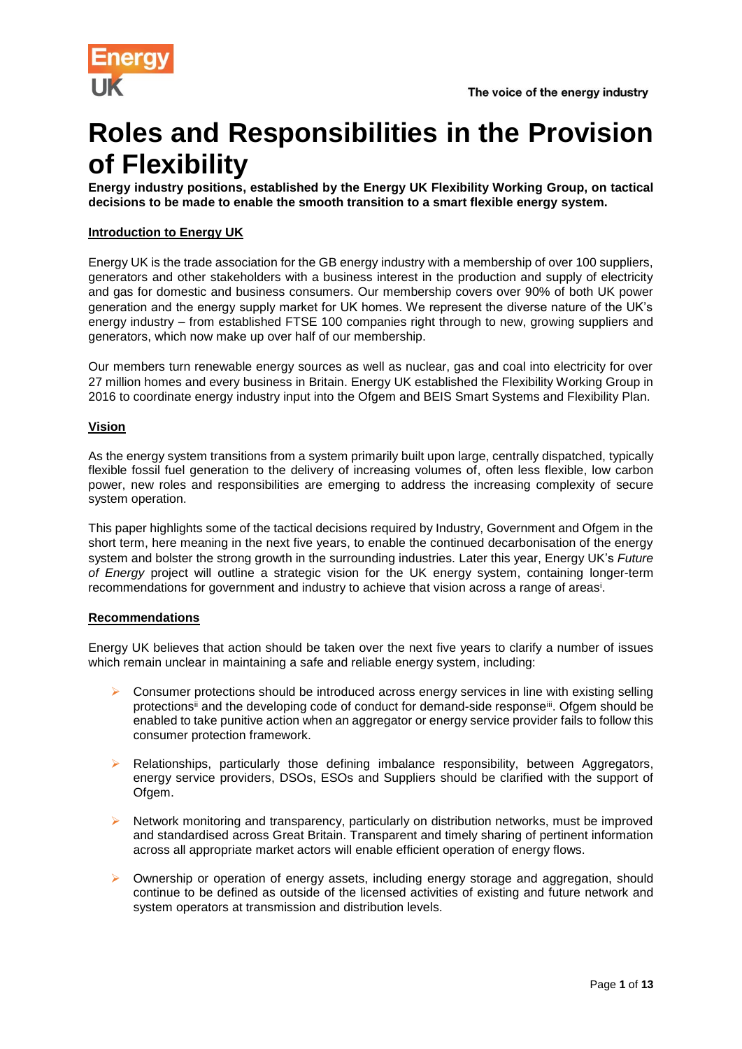# Roles and Responsibilities in the Provision of Flexibility

**Energy industry positions, established by the Energy UK Flexibility Working Group, on tactical decisions to be made to enable the smooth transition to a smart flexible energy system.**

## Introduction to Energy UK

Energy UK is the trade association for the GB energy industry with a membership of over 100 suppliers, generators and other stakeholders with a business interest in the production and supply of electricity and gas for domestic and business consumers. Our membership covers over 90% of both UK power generation and the energy supply market for UK homes. We represent the diverse nature of the UK's energy industry – from established FTSE 100 companies right through to new, growing suppliers and generators, which now make up over half of our membership.

Our members turn renewable energy sources as well as nuclear, gas and coal into electricity for over 27 million homes and every business in Britain. Energy UK established the Flexibility Working Group in 2016 to coordinate energy industry input into the Ofgem and BEIS Smart Systems and Flexibility Plan.

## Vision

As the energy system transitions from a system primarily built upon large, centrally dispatched, typically flexible fossil fuel generation to the delivery of increasing volumes of, often less flexible, low carbon power, new roles and responsibilities are emerging to address the increasing complexity of secure system operation.

This paper highlights some of the tactical decisions required by Industry, Government and Ofgem in the short term, here meaning in the next five years, to enable the continued decarbonisation of the energy system and bolster the strong growth in the surrounding industries. Later this year, Energy UK's *Future of Energy* project will outline a strategic vision for the UK energy system, containing longer-term recommendations for government and industry to achieve that vision across a range of areas[i].

## Recommendations

Energy UK believes that action should be taken over the next five years to clarify a number of issues which remain unclear in maintaining a safe and reliable energy system, including:

- Consumer protections should be introduced across energy services in line with existing selling protections[ii] and the developing code of conduct for demand-side response[iii]. Ofgem should be enabled to take punitive action when an aggregator or energy service provider fails to follow this consumer protection framework.
- Relationships, particularly those defining imbalance responsibility, between Aggregators, energy service providers, DSOs, ESOs and Suppliers should be clarified with the support of Ofgem.
- Network monitoring and transparency, particularly on distribution networks, must be improved and standardised across Great Britain. Transparent and timely sharing of pertinent information across all appropriate market actors will enable efficient operation of energy flows.
- Ownership or operation of energy assets, including energy storage and aggregation, should continue to be defined as outside of the licensed activities of existing and future network and system operators at transmission and distribution levels.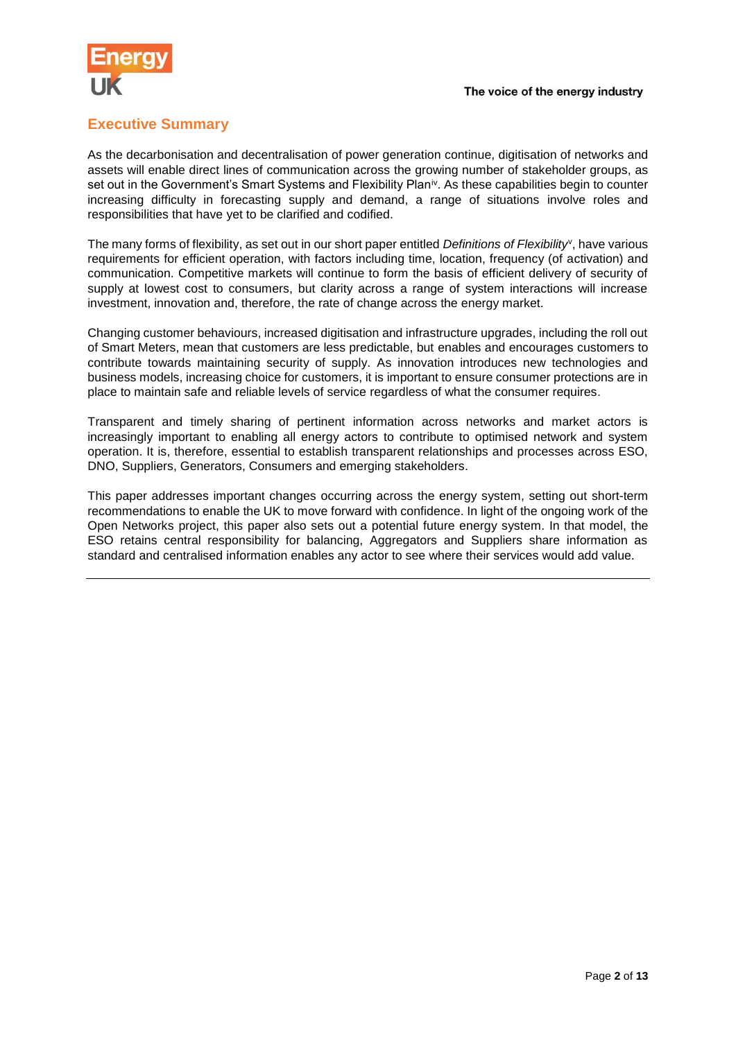## Executive Summary

As the decarbonisation and decentralisation of power generation continue, digitisation of networks and assets will enable direct lines of communication across the growing number of stakeholder groups, as set out in the Government's Smart Systems and Flexibility Plan[iv]. As these capabilities begin to counter increasing difficulty in forecasting supply and demand, a range of situations involve roles and responsibilities that have yet to be clarified and codified.

The many forms of flexibility, as set out in our short paper entitled *Definitions of Flexibility*[v], have various requirements for efficient operation, with factors including time, location, frequency (of activation) and communication. Competitive markets will continue to form the basis of efficient delivery of security of supply at lowest cost to consumers, but clarity across a range of system interactions will increase investment, innovation and, therefore, the rate of change across the energy market.

Changing customer behaviours, increased digitisation and infrastructure upgrades, including the roll out of Smart Meters, mean that customers are less predictable, but enables and encourages customers to contribute towards maintaining security of supply. As innovation introduces new technologies and business models, increasing choice for customers, it is important to ensure consumer protections are in place to maintain safe and reliable levels of service regardless of what the consumer requires.

Transparent and timely sharing of pertinent information across networks and market actors is increasingly important to enabling all energy actors to contribute to optimised network and system operation. It is, therefore, essential to establish transparent relationships and processes across ESO, DNO, Suppliers, Generators, Consumers and emerging stakeholders.

This paper addresses important changes occurring across the energy system, setting out short-term recommendations to enable the UK to move forward with confidence. In light of the ongoing work of the Open Networks project, this paper also sets out a potential future energy system. In that model, the ESO retains central responsibility for balancing, Aggregators and Suppliers share information as standard and centralised information enables any actor to see where their services would add value.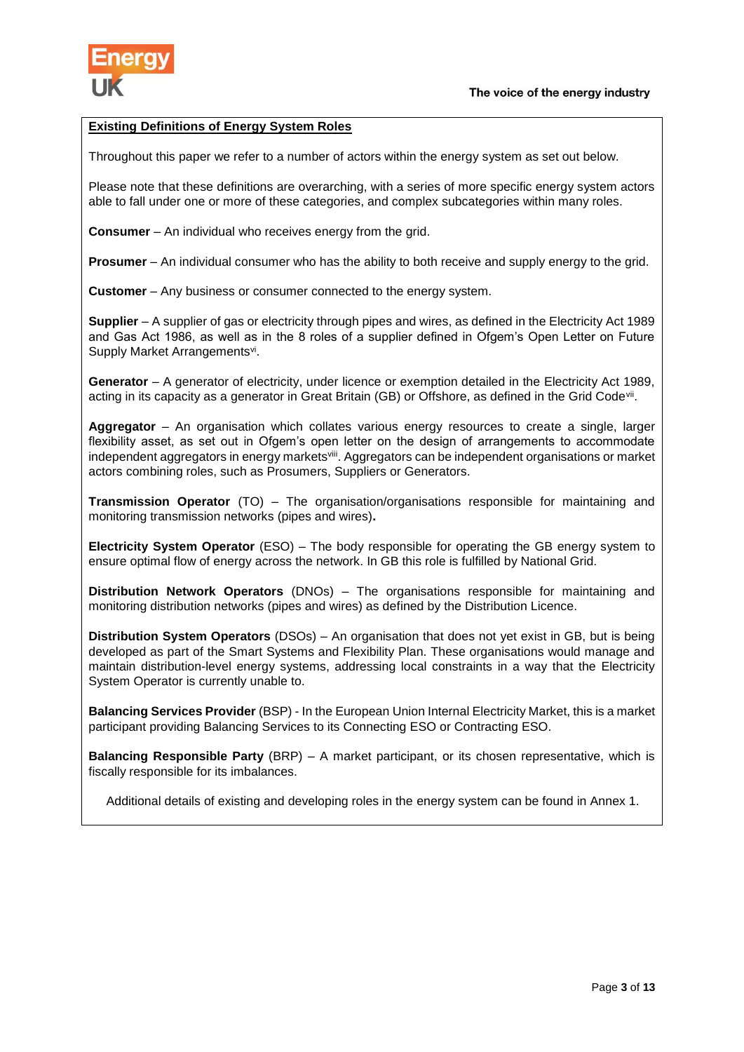**Existing Definitions of Energy System Roles**

Throughout this paper we refer to a number of actors within the energy system as set out below.

Please note that these definitions are overarching, with a series of more specific energy system actors able to fall under one or more of these categories, and complex subcategories within many roles.

**Consumer** – An individual who receives energy from the grid.

**Prosumer** – An individual consumer who has the ability to both receive and supply energy to the grid.

**Customer** – Any business or consumer connected to the energy system.

**Supplier** – A supplier of gas or electricity through pipes and wires, as defined in the Electricity Act 1989 and Gas Act 1986, as well as in the 8 roles of a supplier defined in Ofgem's Open Letter on Future Supply Market Arrangements[vi].

**Generator** – A generator of electricity, under licence or exemption detailed in the Electricity Act 1989, acting in its capacity as a generator in Great Britain (GB) or Offshore, as defined in the Grid Code[vii].

**Aggregator** – An organisation which collates various energy resources to create a single, larger flexibility asset, as set out in Ofgem's open letter on the design of arrangements to accommodate independent aggregators in energy markets[viii]. Aggregators can be independent organisations or market actors combining roles, such as Prosumers, Suppliers or Generators.

**Transmission Operator** (TO) – The organisation/organisations responsible for maintaining and monitoring transmission networks (pipes and wires)**.**

**Electricity System Operator** (ESO) – The body responsible for operating the GB energy system to ensure optimal flow of energy across the network. In GB this role is fulfilled by National Grid.

**Distribution Network Operators** (DNOs) – The organisations responsible for maintaining and monitoring distribution networks (pipes and wires) as defined by the Distribution Licence.

**Distribution System Operators** (DSOs) – An organisation that does not yet exist in GB, but is being developed as part of the Smart Systems and Flexibility Plan. These organisations would manage and maintain distribution-level energy systems, addressing local constraints in a way that the Electricity System Operator is currently unable to.

**Balancing Services Provider** (BSP) - In the European Union Internal Electricity Market, this is a market participant providing Balancing Services to its Connecting ESO or Contracting ESO.

**Balancing Responsible Party** (BRP) – A market participant, or its chosen representative, which is fiscally responsible for its imbalances.

Additional details of existing and developing roles in the energy system can be found in Annex 1.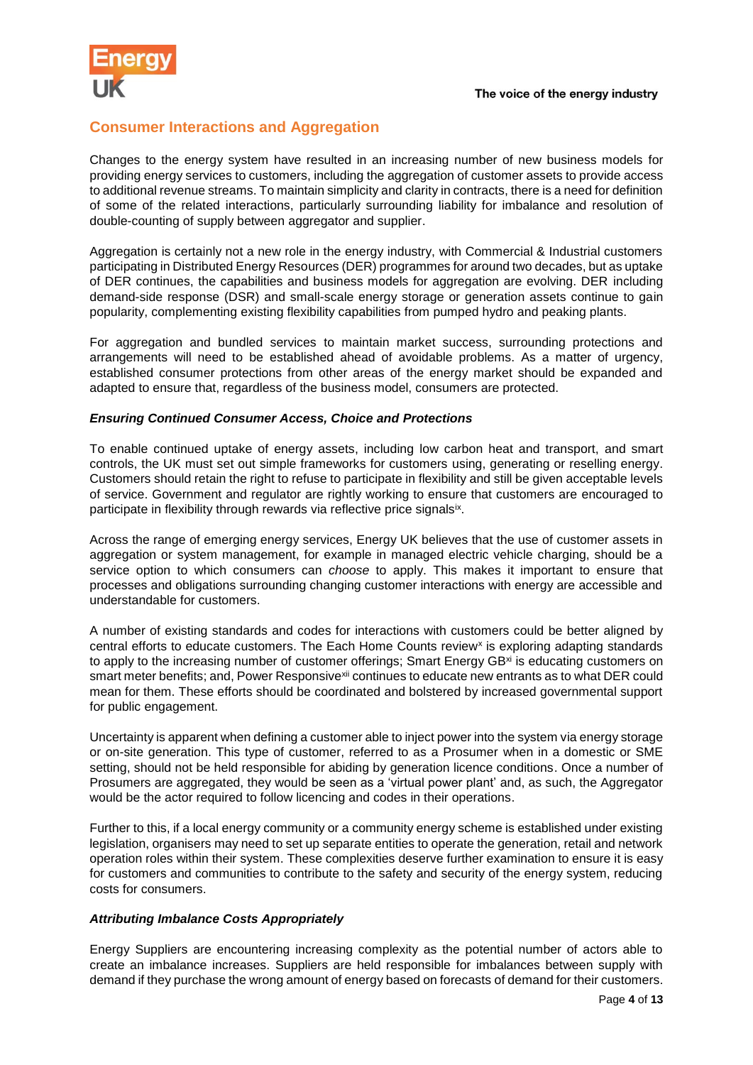## Consumer Interactions and Aggregation

Changes to the energy system have resulted in an increasing number of new business models for providing energy services to customers, including the aggregation of customer assets to provide access to additional revenue streams. To maintain simplicity and clarity in contracts, there is a need for definition of some of the related interactions, particularly surrounding liability for imbalance and resolution of double-counting of supply between aggregator and supplier.

Aggregation is certainly not a new role in the energy industry, with Commercial & Industrial customers participating in Distributed Energy Resources (DER) programmes for around two decades, but as uptake of DER continues, the capabilities and business models for aggregation are evolving. DER including demand-side response (DSR) and small-scale energy storage or generation assets continue to gain popularity, complementing existing flexibility capabilities from pumped hydro and peaking plants.

For aggregation and bundled services to maintain market success, surrounding protections and arrangements will need to be established ahead of avoidable problems. As a matter of urgency, established consumer protections from other areas of the energy market should be expanded and adapted to ensure that, regardless of the business model, consumers are protected.

### *Ensuring Continued Consumer Access, Choice and Protections*

To enable continued uptake of energy assets, including low carbon heat and transport, and smart controls, the UK must set out simple frameworks for customers using, generating or reselling energy. Customers should retain the right to refuse to participate in flexibility and still be given acceptable levels of service. Government and regulator are rightly working to ensure that customers are encouraged to participate in flexibility through rewards via reflective price signals[ix].

Across the range of emerging energy services, Energy UK believes that the use of customer assets in aggregation or system management, for example in managed electric vehicle charging, should be a service option to which consumers can *choose* to apply. This makes it important to ensure that processes and obligations surrounding changing customer interactions with energy are accessible and understandable for customers.

A number of existing standards and codes for interactions with customers could be better aligned by central efforts to educate customers. The Each Home Counts review[x] is exploring adapting standards to apply to the increasing number of customer offerings; Smart Energy GB[xi] is educating customers on smart meter benefits; and, Power Responsive[xii] continues to educate new entrants as to what DER could mean for them. These efforts should be coordinated and bolstered by increased governmental support for public engagement.

Uncertainty is apparent when defining a customer able to inject power into the system via energy storage or on-site generation. This type of customer, referred to as a Prosumer when in a domestic or SME setting, should not be held responsible for abiding by generation licence conditions. Once a number of Prosumers are aggregated, they would be seen as a 'virtual power plant' and, as such, the Aggregator would be the actor required to follow licencing and codes in their operations.

Further to this, if a local energy community or a community energy scheme is established under existing legislation, organisers may need to set up separate entities to operate the generation, retail and network operation roles within their system. These complexities deserve further examination to ensure it is easy for customers and communities to contribute to the safety and security of the energy system, reducing costs for consumers.

### *Attributing Imbalance Costs Appropriately*

Energy Suppliers are encountering increasing complexity as the potential number of actors able to create an imbalance increases. Suppliers are held responsible for imbalances between supply with demand if they purchase the wrong amount of energy based on forecasts of demand for their customers.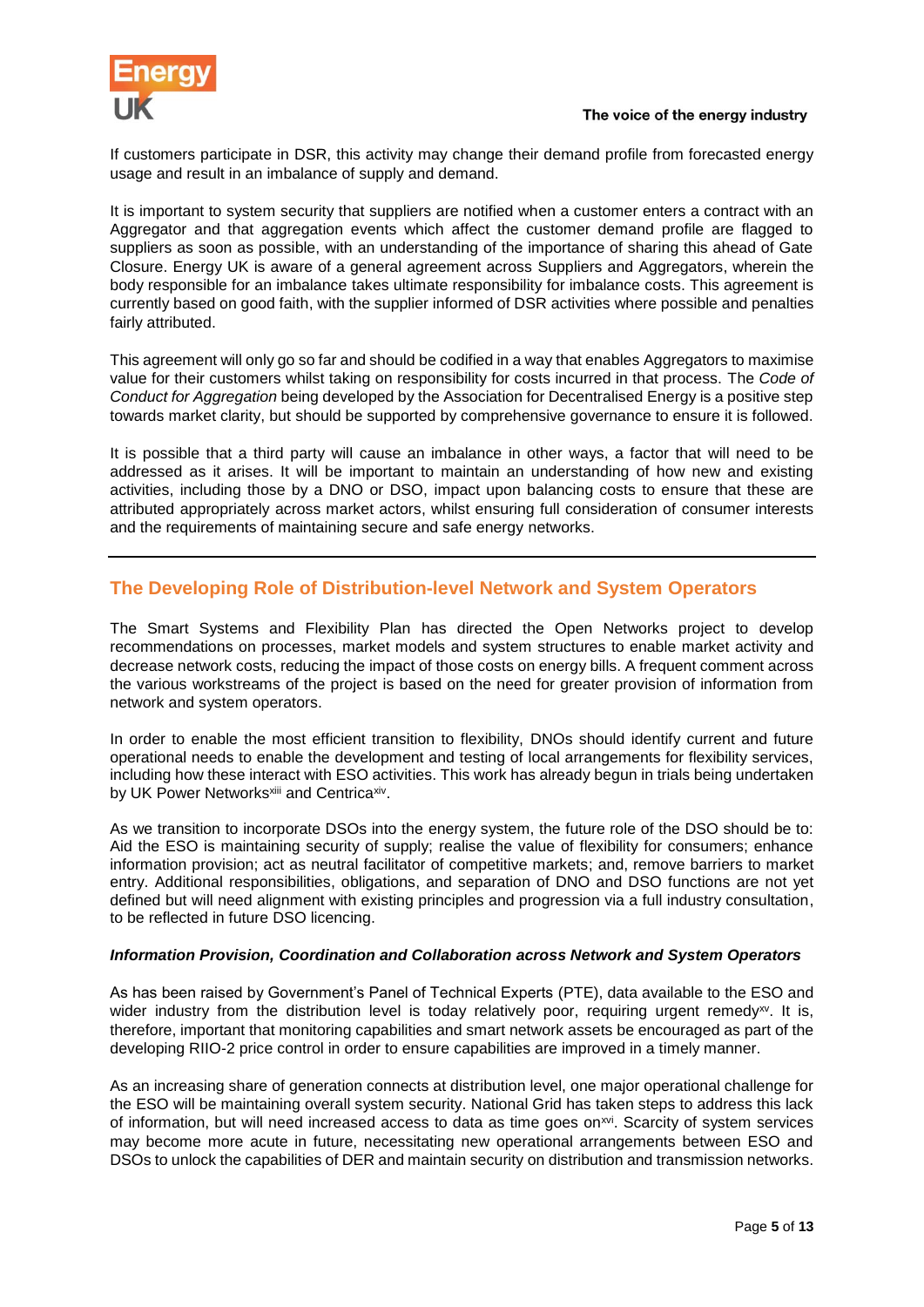If customers participate in DSR, this activity may change their demand profile from forecasted energy usage and result in an imbalance of supply and demand.

It is important to system security that suppliers are notified when a customer enters a contract with an Aggregator and that aggregation events which affect the customer demand profile are flagged to suppliers as soon as possible, with an understanding of the importance of sharing this ahead of Gate Closure. Energy UK is aware of a general agreement across Suppliers and Aggregators, wherein the body responsible for an imbalance takes ultimate responsibility for imbalance costs. This agreement is currently based on good faith, with the supplier informed of DSR activities where possible and penalties fairly attributed.

This agreement will only go so far and should be codified in a way that enables Aggregators to maximise value for their customers whilst taking on responsibility for costs incurred in that process. The *Code of Conduct for Aggregation* being developed by the Association for Decentralised Energy is a positive step towards market clarity, but should be supported by comprehensive governance to ensure it is followed.

It is possible that a third party will cause an imbalance in other ways, a factor that will need to be addressed as it arises. It will be important to maintain an understanding of how new and existing activities, including those by a DNO or DSO, impact upon balancing costs to ensure that these are attributed appropriately across market actors, whilst ensuring full consideration of consumer interests and the requirements of maintaining secure and safe energy networks.

## The Developing Role of Distribution-level Network and System Operators

The Smart Systems and Flexibility Plan has directed the Open Networks project to develop recommendations on processes, market models and system structures to enable market activity and decrease network costs, reducing the impact of those costs on energy bills. A frequent comment across the various workstreams of the project is based on the need for greater provision of information from network and system operators.

In order to enable the most efficient transition to flexibility, DNOs should identify current and future operational needs to enable the development and testing of local arrangements for flexibility services, including how these interact with ESO activities. This work has already begun in trials being undertaken by UK Power Networks[xiii] and Centrica[xiv].

As we transition to incorporate DSOs into the energy system, the future role of the DSO should be to: Aid the ESO is maintaining security of supply; realise the value of flexibility for consumers; enhance information provision; act as neutral facilitator of competitive markets; and, remove barriers to market entry. Additional responsibilities, obligations, and separation of DNO and DSO functions are not yet defined but will need alignment with existing principles and progression via a full industry consultation, to be reflected in future DSO licencing.

### *Information Provision, Coordination and Collaboration across Network and System Operators*

As has been raised by Government's Panel of Technical Experts (PTE), data available to the ESO and wider industry from the distribution level is today relatively poor, requiring urgent remedy[xv]. It is, therefore, important that monitoring capabilities and smart network assets be encouraged as part of the developing RIIO-2 price control in order to ensure capabilities are improved in a timely manner.

As an increasing share of generation connects at distribution level, one major operational challenge for the ESO will be maintaining overall system security. National Grid has taken steps to address this lack of information, but will need increased access to data as time goes on[xvi]. Scarcity of system services may become more acute in future, necessitating new operational arrangements between ESO and DSOs to unlock the capabilities of DER and maintain security on distribution and transmission networks.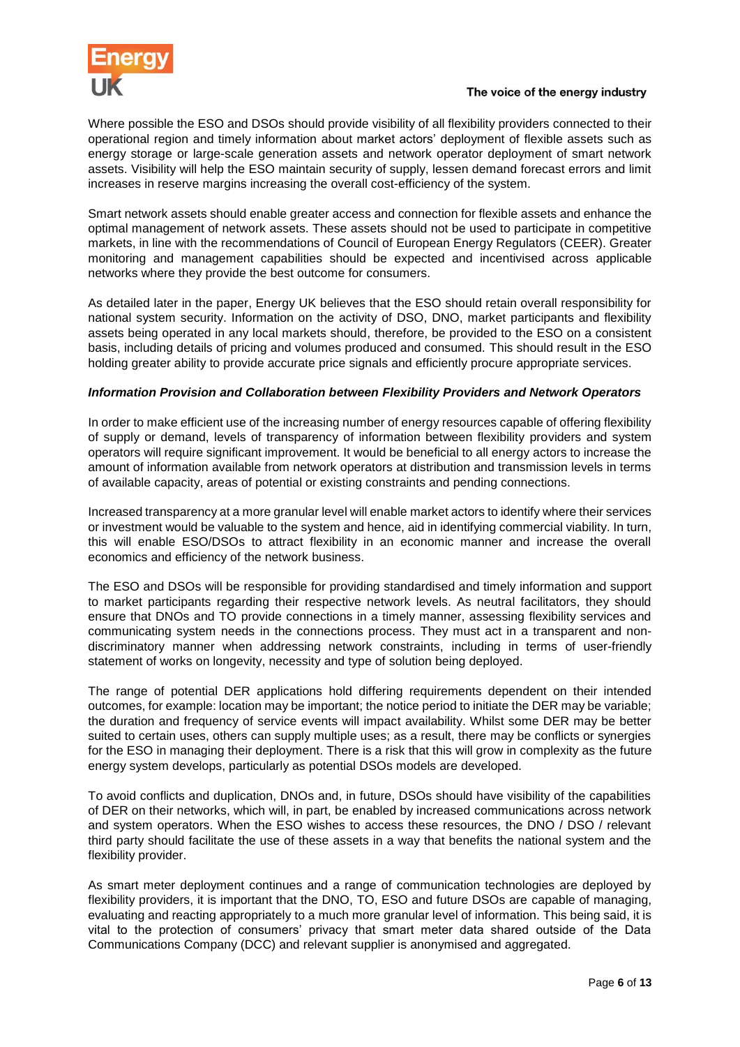Where possible the ESO and DSOs should provide visibility of all flexibility providers connected to their operational region and timely information about market actors' deployment of flexible assets such as energy storage or large-scale generation assets and network operator deployment of smart network assets. Visibility will help the ESO maintain security of supply, lessen demand forecast errors and limit increases in reserve margins increasing the overall cost-efficiency of the system.

Smart network assets should enable greater access and connection for flexible assets and enhance the optimal management of network assets. These assets should not be used to participate in competitive markets, in line with the recommendations of Council of European Energy Regulators (CEER). Greater monitoring and management capabilities should be expected and incentivised across applicable networks where they provide the best outcome for consumers.

As detailed later in the paper, Energy UK believes that the ESO should retain overall responsibility for national system security. Information on the activity of DSO, DNO, market participants and flexibility assets being operated in any local markets should, therefore, be provided to the ESO on a consistent basis, including details of pricing and volumes produced and consumed. This should result in the ESO holding greater ability to provide accurate price signals and efficiently procure appropriate services.

***Information Provision and Collaboration between Flexibility Providers and Network Operators***

In order to make efficient use of the increasing number of energy resources capable of offering flexibility of supply or demand, levels of transparency of information between flexibility providers and system operators will require significant improvement. It would be beneficial to all energy actors to increase the amount of information available from network operators at distribution and transmission levels in terms of available capacity, areas of potential or existing constraints and pending connections.

Increased transparency at a more granular level will enable market actors to identify where their services or investment would be valuable to the system and hence, aid in identifying commercial viability. In turn, this will enable ESO/DSOs to attract flexibility in an economic manner and increase the overall economics and efficiency of the network business.

The ESO and DSOs will be responsible for providing standardised and timely information and support to market participants regarding their respective network levels. As neutral facilitators, they should ensure that DNOs and TO provide connections in a timely manner, assessing flexibility services and communicating system needs in the connections process. They must act in a transparent and non-discriminatory manner when addressing network constraints, including in terms of user-friendly statement of works on longevity, necessity and type of solution being deployed.

The range of potential DER applications hold differing requirements dependent on their intended outcomes, for example: location may be important; the notice period to initiate the DER may be variable; the duration and frequency of service events will impact availability. Whilst some DER may be better suited to certain uses, others can supply multiple uses; as a result, there may be conflicts or synergies for the ESO in managing their deployment. There is a risk that this will grow in complexity as the future energy system develops, particularly as potential DSOs models are developed.

To avoid conflicts and duplication, DNOs and, in future, DSOs should have visibility of the capabilities of DER on their networks, which will, in part, be enabled by increased communications across network and system operators. When the ESO wishes to access these resources, the DNO / DSO / relevant third party should facilitate the use of these assets in a way that benefits the national system and the flexibility provider.

As smart meter deployment continues and a range of communication technologies are deployed by flexibility providers, it is important that the DNO, TO, ESO and future DSOs are capable of managing, evaluating and reacting appropriately to a much more granular level of information. This being said, it is vital to the protection of consumers' privacy that smart meter data shared outside of the Data Communications Company (DCC) and relevant supplier is anonymised and aggregated.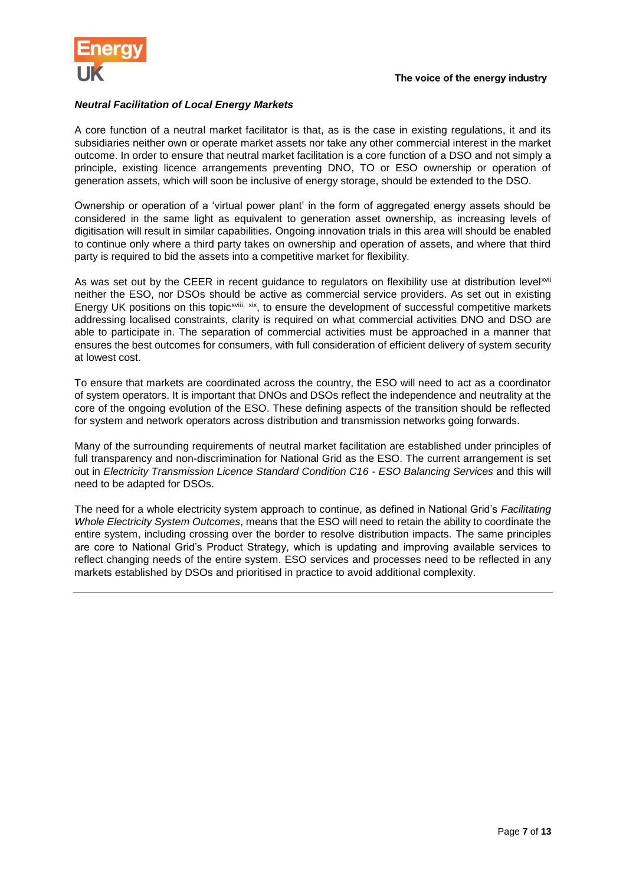***Neutral Facilitation of Local Energy Markets***

A core function of a neutral market facilitator is that, as is the case in existing regulations, it and its subsidiaries neither own or operate market assets nor take any other commercial interest in the market outcome. In order to ensure that neutral market facilitation is a core function of a DSO and not simply a principle, existing licence arrangements preventing DNO, TO or ESO ownership or operation of generation assets, which will soon be inclusive of energy storage, should be extended to the DSO.

Ownership or operation of a 'virtual power plant' in the form of aggregated energy assets should be considered in the same light as equivalent to generation asset ownership, as increasing levels of digitisation will result in similar capabilities. Ongoing innovation trials in this area will should be enabled to continue only where a third party takes on ownership and operation of assets, and where that third party is required to bid the assets into a competitive market for flexibility.

As was set out by the CEER in recent guidance to regulators on flexibility use at distribution level[xvii] neither the ESO, nor DSOs should be active as commercial service providers. As set out in existing Energy UK positions on this topic[xviii, xix], to ensure the development of successful competitive markets addressing localised constraints, clarity is required on what commercial activities DNO and DSO are able to participate in. The separation of commercial activities must be approached in a manner that ensures the best outcomes for consumers, with full consideration of efficient delivery of system security at lowest cost.

To ensure that markets are coordinated across the country, the ESO will need to act as a coordinator of system operators. It is important that DNOs and DSOs reflect the independence and neutrality at the core of the ongoing evolution of the ESO. These defining aspects of the transition should be reflected for system and network operators across distribution and transmission networks going forwards.

Many of the surrounding requirements of neutral market facilitation are established under principles of full transparency and non-discrimination for National Grid as the ESO. The current arrangement is set out in *Electricity Transmission Licence Standard Condition C16 - ESO Balancing Services* and this will need to be adapted for DSOs.

The need for a whole electricity system approach to continue, as defined in National Grid's *Facilitating Whole Electricity System Outcomes*, means that the ESO will need to retain the ability to coordinate the entire system, including crossing over the border to resolve distribution impacts. The same principles are core to National Grid's Product Strategy, which is updating and improving available services to reflect changing needs of the entire system. ESO services and processes need to be reflected in any markets established by DSOs and prioritised in practice to avoid additional complexity.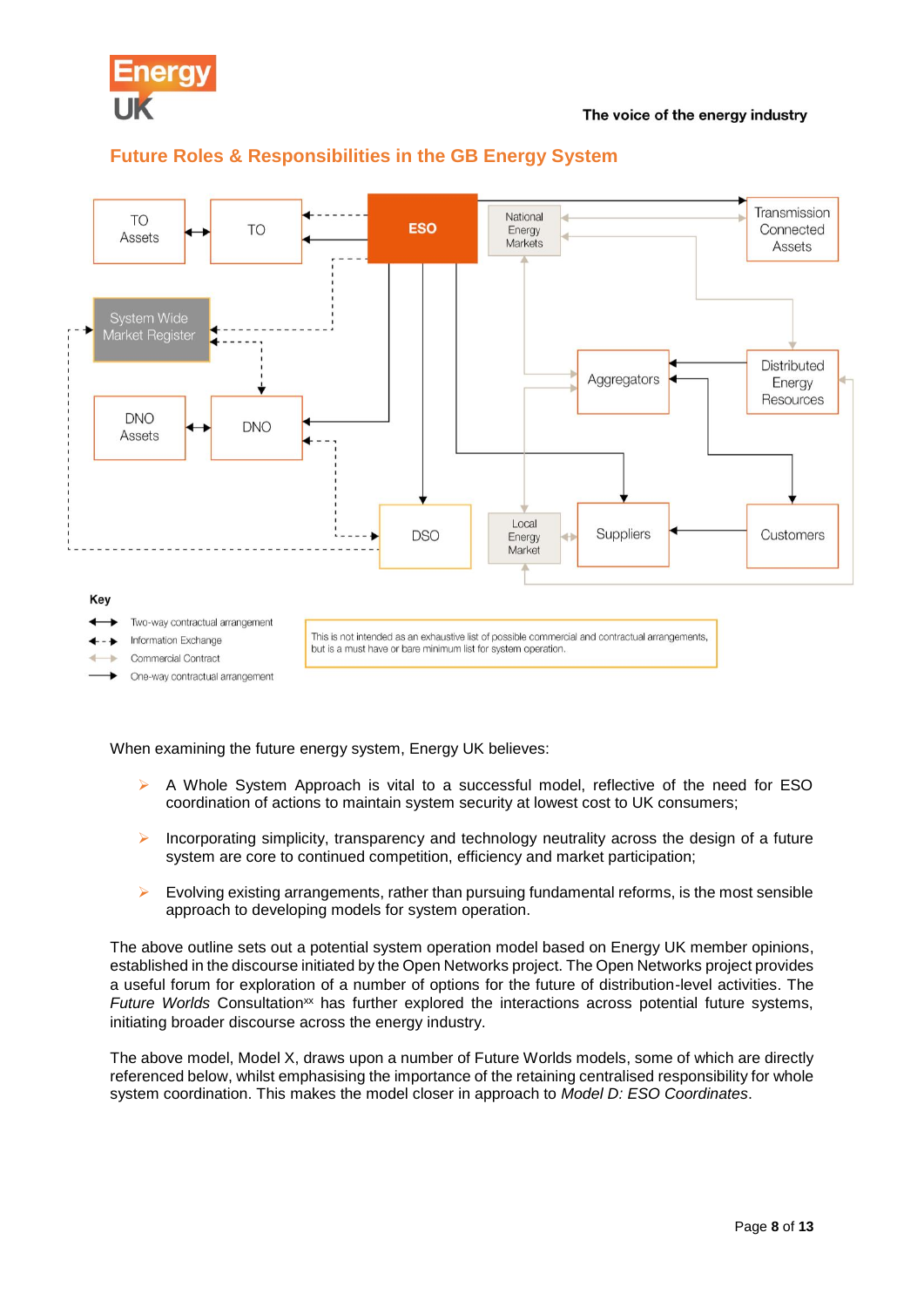## Future Roles & Responsibilities in the GB Energy System

TO Assets | TO | ESO | National Energy Markets | Transmission Connected Assets

System Wide Market Register

Aggregators | Distributed Energy Resources

DNO Assets | DNO

DSO | Local Energy Market | Suppliers | Customers

**Key**

- Two-way contractual arrangement
- Information Exchange
- Commercial Contract
- One-way contractual arrangement

This is not intended as an exhaustive list of possible commercial and contractual arrangements, but is a must have or bare minimum list for system operation.

When examining the future energy system, Energy UK believes:

- A Whole System Approach is vital to a successful model, reflective of the need for ESO coordination of actions to maintain system security at lowest cost to UK consumers;
- Incorporating simplicity, transparency and technology neutrality across the design of a future system are core to continued competition, efficiency and market participation;
- Evolving existing arrangements, rather than pursuing fundamental reforms, is the most sensible approach to developing models for system operation.

The above outline sets out a potential system operation model based on Energy UK member opinions, established in the discourse initiated by the Open Networks project. The Open Networks project provides a useful forum for exploration of a number of options for the future of distribution-level activities. The *Future Worlds* Consultation[xx] has further explored the interactions across potential future systems, initiating broader discourse across the energy industry.

The above model, Model X, draws upon a number of Future Worlds models, some of which are directly referenced below, whilst emphasising the importance of the retaining centralised responsibility for whole system coordination. This makes the model closer in approach to *Model D: ESO Coordinates*.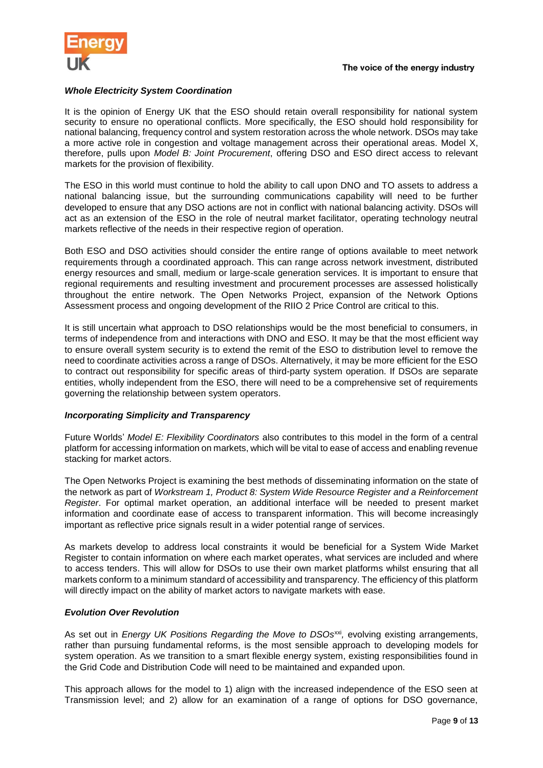### *Whole Electricity System Coordination*

It is the opinion of Energy UK that the ESO should retain overall responsibility for national system security to ensure no operational conflicts. More specifically, the ESO should hold responsibility for national balancing, frequency control and system restoration across the whole network. DSOs may take a more active role in congestion and voltage management across their operational areas. Model X, therefore, pulls upon *Model B: Joint Procurement*, offering DSO and ESO direct access to relevant markets for the provision of flexibility.

The ESO in this world must continue to hold the ability to call upon DNO and TO assets to address a national balancing issue, but the surrounding communications capability will need to be further developed to ensure that any DSO actions are not in conflict with national balancing activity. DSOs will act as an extension of the ESO in the role of neutral market facilitator, operating technology neutral markets reflective of the needs in their respective region of operation.

Both ESO and DSO activities should consider the entire range of options available to meet network requirements through a coordinated approach. This can range across network investment, distributed energy resources and small, medium or large-scale generation services. It is important to ensure that regional requirements and resulting investment and procurement processes are assessed holistically throughout the entire network. The Open Networks Project, expansion of the Network Options Assessment process and ongoing development of the RIIO 2 Price Control are critical to this.

It is still uncertain what approach to DSO relationships would be the most beneficial to consumers, in terms of independence from and interactions with DNO and ESO. It may be that the most efficient way to ensure overall system security is to extend the remit of the ESO to distribution level to remove the need to coordinate activities across a range of DSOs. Alternatively, it may be more efficient for the ESO to contract out responsibility for specific areas of third-party system operation. If DSOs are separate entities, wholly independent from the ESO, there will need to be a comprehensive set of requirements governing the relationship between system operators.

### *Incorporating Simplicity and Transparency*

Future Worlds' *Model E: Flexibility Coordinators* also contributes to this model in the form of a central platform for accessing information on markets, which will be vital to ease of access and enabling revenue stacking for market actors.

The Open Networks Project is examining the best methods of disseminating information on the state of the network as part of *Workstream 1, Product 8: System Wide Resource Register and a Reinforcement Register*. For optimal market operation, an additional interface will be needed to present market information and coordinate ease of access to transparent information. This will become increasingly important as reflective price signals result in a wider potential range of services.

As markets develop to address local constraints it would be beneficial for a System Wide Market Register to contain information on where each market operates, what services are included and where to access tenders. This will allow for DSOs to use their own market platforms whilst ensuring that all markets conform to a minimum standard of accessibility and transparency. The efficiency of this platform will directly impact on the ability of market actors to navigate markets with ease.

### *Evolution Over Revolution*

As set out in *Energy UK Positions Regarding the Move to DSOs*[xxi], evolving existing arrangements, rather than pursuing fundamental reforms, is the most sensible approach to developing models for system operation. As we transition to a smart flexible energy system, existing responsibilities found in the Grid Code and Distribution Code will need to be maintained and expanded upon.

This approach allows for the model to 1) align with the increased independence of the ESO seen at Transmission level; and 2) allow for an examination of a range of options for DSO governance,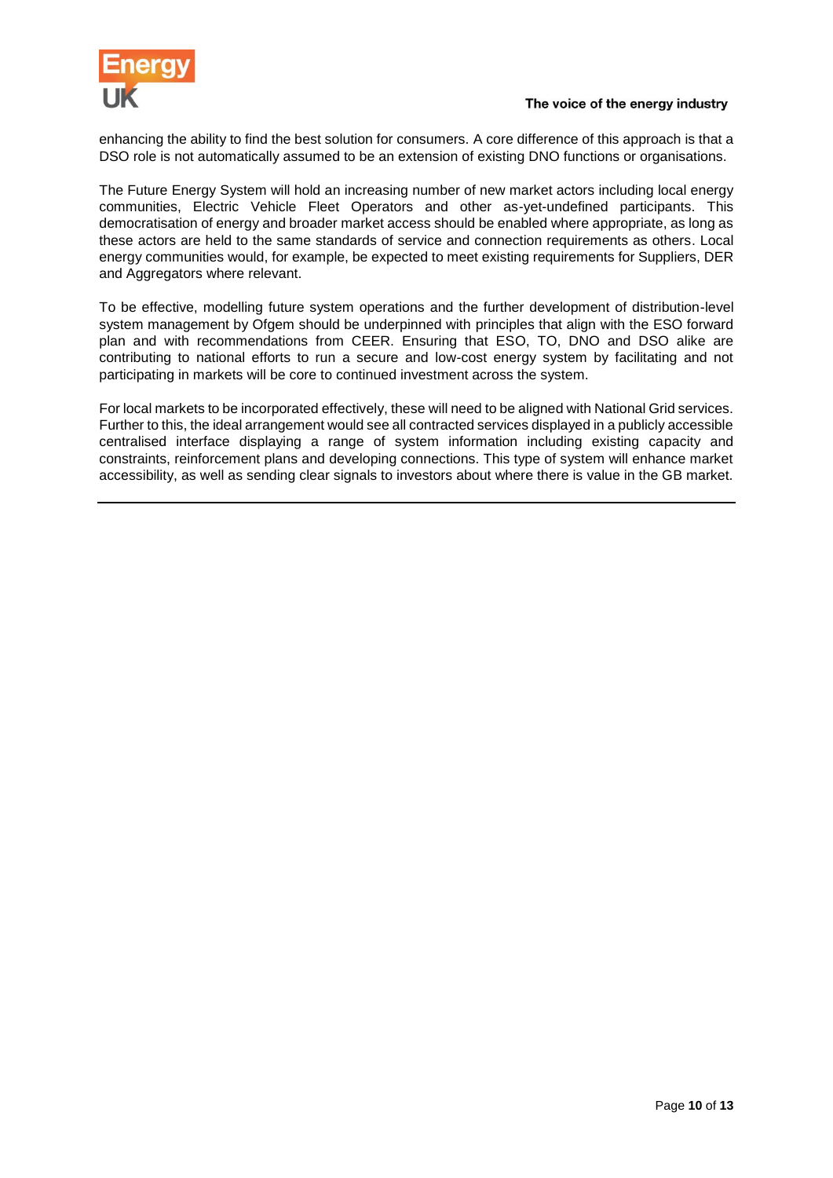enhancing the ability to find the best solution for consumers. A core difference of this approach is that a DSO role is not automatically assumed to be an extension of existing DNO functions or organisations.

The Future Energy System will hold an increasing number of new market actors including local energy communities, Electric Vehicle Fleet Operators and other as-yet-undefined participants. This democratisation of energy and broader market access should be enabled where appropriate, as long as these actors are held to the same standards of service and connection requirements as others. Local energy communities would, for example, be expected to meet existing requirements for Suppliers, DER and Aggregators where relevant.

To be effective, modelling future system operations and the further development of distribution-level system management by Ofgem should be underpinned with principles that align with the ESO forward plan and with recommendations from CEER. Ensuring that ESO, TO, DNO and DSO alike are contributing to national efforts to run a secure and low-cost energy system by facilitating and not participating in markets will be core to continued investment across the system.

For local markets to be incorporated effectively, these will need to be aligned with National Grid services. Further to this, the ideal arrangement would see all contracted services displayed in a publicly accessible centralised interface displaying a range of system information including existing capacity and constraints, reinforcement plans and developing connections. This type of system will enhance market accessibility, as well as sending clear signals to investors about where there is value in the GB market.

---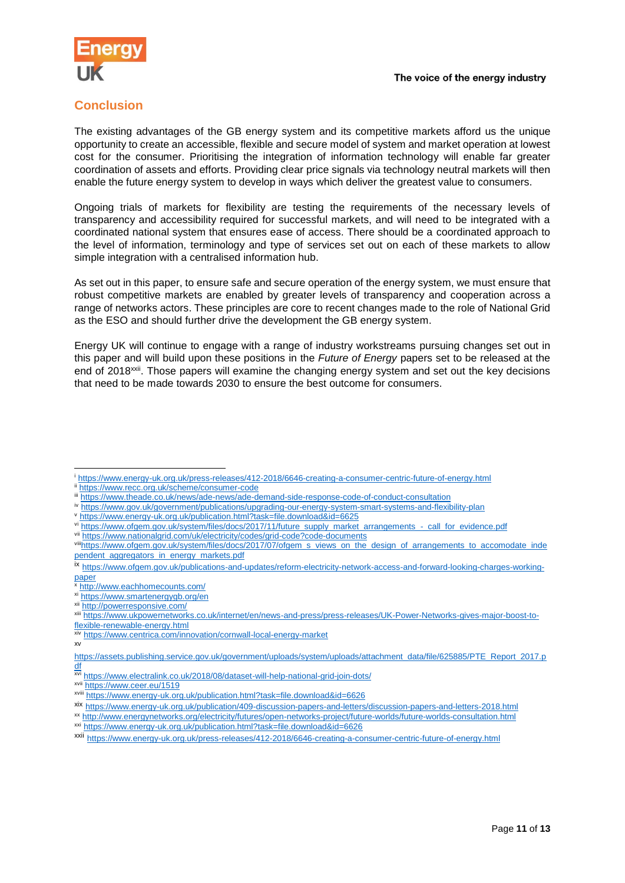## Conclusion

The existing advantages of the GB energy system and its competitive markets afford us the unique opportunity to create an accessible, flexible and secure model of system and market operation at lowest cost for the consumer. Prioritising the integration of information technology will enable far greater coordination of assets and efforts. Providing clear price signals via technology neutral markets will then enable the future energy system to develop in ways which deliver the greatest value to consumers.

Ongoing trials of markets for flexibility are testing the requirements of the necessary levels of transparency and accessibility required for successful markets, and will need to be integrated with a coordinated national system that ensures ease of access. There should be a coordinated approach to the level of information, terminology and type of services set out on each of these markets to allow simple integration with a centralised information hub.

As set out in this paper, to ensure safe and secure operation of the energy system, we must ensure that robust competitive markets are enabled by greater levels of transparency and cooperation across a range of networks actors. These principles are core to recent changes made to the role of National Grid as the ESO and should further drive the development the GB energy system.

Energy UK will continue to engage with a range of industry workstreams pursuing changes set out in this paper and will build upon these positions in the *Future of Energy* papers set to be released at the end of 2018[xxii]. Those papers will examine the changing energy system and set out the key decisions that need to be made towards 2030 to ensure the best outcome for consumers.

---

[i] https://www.energy-uk.org.uk/press-releases/412-2018/6646-creating-a-consumer-centric-future-of-energy.html
[ii] https://www.recc.org.uk/scheme/consumer-code
[iii] https://www.theade.co.uk/news/ade-news/ade-demand-side-response-code-of-conduct-consultation
[iv] https://www.gov.uk/government/publications/upgrading-our-energy-system-smart-systems-and-flexibility-plan
[v] https://www.energy-uk.org.uk/publication.html?task=file.download&id=6625
[vi] https://www.ofgem.gov.uk/system/files/docs/2017/11/future_supply_market_arrangements_-_call_for_evidence.pdf
[vii] https://www.nationalgrid.com/uk/electricity/codes/grid-code?code-documents
[viii] https://www.ofgem.gov.uk/system/files/docs/2017/07/ofgem_s_views_on_the_design_of_arrangements_to_accomodate_independent_aggregators_in_energy_markets.pdf
[ix] https://www.ofgem.gov.uk/publications-and-updates/reform-electricity-network-access-and-forward-looking-charges-working-paper
[x] http://www.eachhomecounts.com/
[xi] https://www.smartenergygb.org/en
[xii] http://powerresponsive.com/
[xiii] https://www.ukpowernetworks.co.uk/internet/en/news-and-press/press-releases/UK-Power-Networks-gives-major-boost-to-flexible-renewable-energy.html
[xiv] https://www.centrica.com/innovation/cornwall-local-energy-market
[xv] https://assets.publishing.service.gov.uk/government/uploads/system/uploads/attachment_data/file/625885/PTE_Report_2017.pdf
[xvi] https://www.electralink.co.uk/2018/08/dataset-will-help-national-grid-join-dots/
[xvii] https://www.ceer.eu/1519
[xviii] https://www.energy-uk.org.uk/publication.html?task=file.download&id=6626
[xix] https://www.energy-uk.org.uk/publication/409-discussion-papers-and-letters/discussion-papers-and-letters-2018.html
[xx] http://www.energynetworks.org/electricity/futures/open-networks-project/future-worlds/future-worlds-consultation.html
[xxi] https://www.energy-uk.org.uk/publication.html?task=file.download&id=6626
[xxii] https://www.energy-uk.org.uk/press-releases/412-2018/6646-creating-a-consumer-centric-future-of-energy.html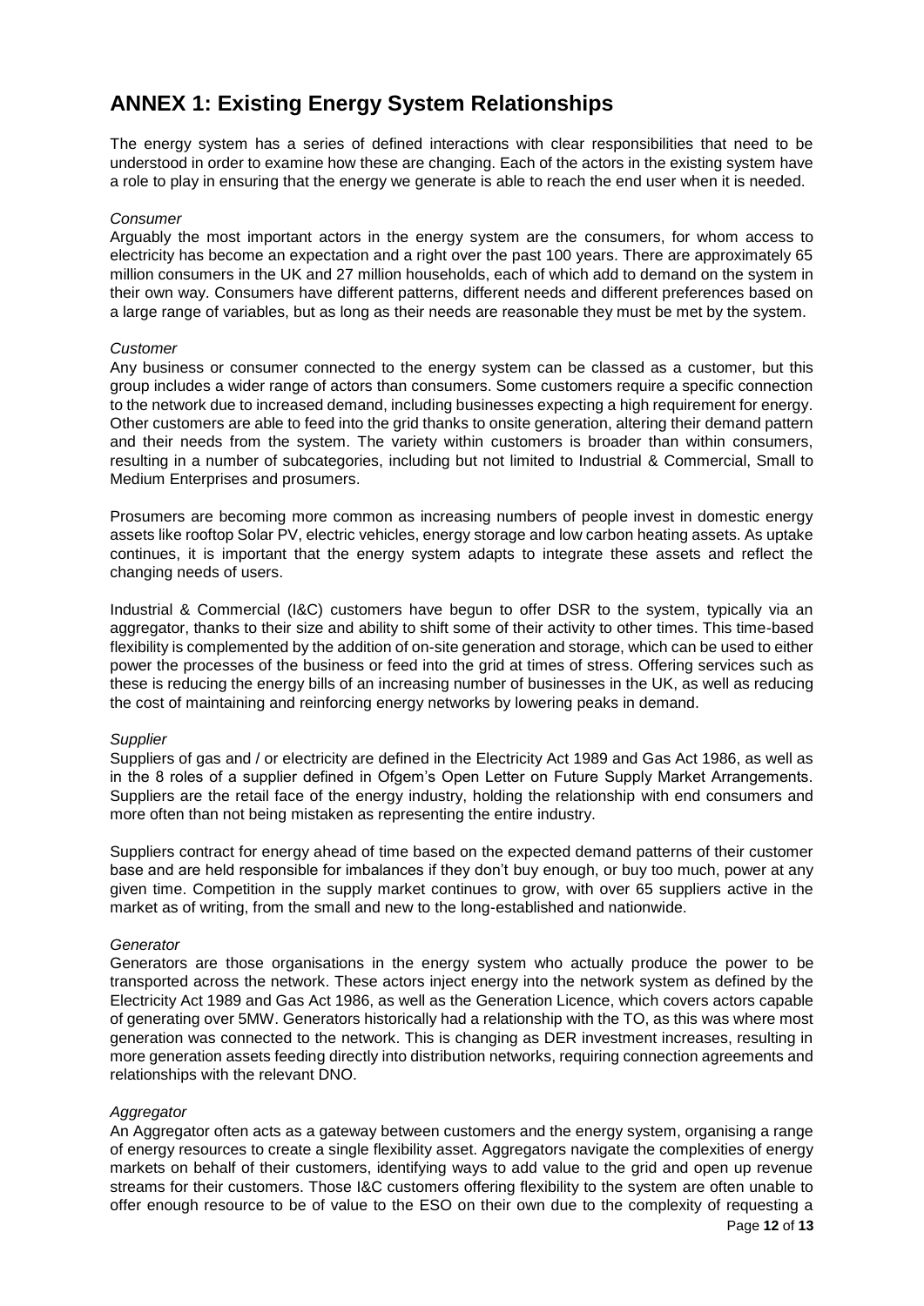# ANNEX 1: Existing Energy System Relationships

The energy system has a series of defined interactions with clear responsibilities that need to be understood in order to examine how these are changing. Each of the actors in the existing system have a role to play in ensuring that the energy we generate is able to reach the end user when it is needed.

*Consumer*

Arguably the most important actors in the energy system are the consumers, for whom access to electricity has become an expectation and a right over the past 100 years. There are approximately 65 million consumers in the UK and 27 million households, each of which add to demand on the system in their own way. Consumers have different patterns, different needs and different preferences based on a large range of variables, but as long as their needs are reasonable they must be met by the system.

*Customer*

Any business or consumer connected to the energy system can be classed as a customer, but this group includes a wider range of actors than consumers. Some customers require a specific connection to the network due to increased demand, including businesses expecting a high requirement for energy. Other customers are able to feed into the grid thanks to onsite generation, altering their demand pattern and their needs from the system. The variety within customers is broader than within consumers, resulting in a number of subcategories, including but not limited to Industrial & Commercial, Small to Medium Enterprises and prosumers.

Prosumers are becoming more common as increasing numbers of people invest in domestic energy assets like rooftop Solar PV, electric vehicles, energy storage and low carbon heating assets. As uptake continues, it is important that the energy system adapts to integrate these assets and reflect the changing needs of users.

Industrial & Commercial (I&C) customers have begun to offer DSR to the system, typically via an aggregator, thanks to their size and ability to shift some of their activity to other times. This time-based flexibility is complemented by the addition of on-site generation and storage, which can be used to either power the processes of the business or feed into the grid at times of stress. Offering services such as these is reducing the energy bills of an increasing number of businesses in the UK, as well as reducing the cost of maintaining and reinforcing energy networks by lowering peaks in demand.

*Supplier*

Suppliers of gas and / or electricity are defined in the Electricity Act 1989 and Gas Act 1986, as well as in the 8 roles of a supplier defined in Ofgem's Open Letter on Future Supply Market Arrangements. Suppliers are the retail face of the energy industry, holding the relationship with end consumers and more often than not being mistaken as representing the entire industry.

Suppliers contract for energy ahead of time based on the expected demand patterns of their customer base and are held responsible for imbalances if they don't buy enough, or buy too much, power at any given time. Competition in the supply market continues to grow, with over 65 suppliers active in the market as of writing, from the small and new to the long-established and nationwide.

*Generator*

Generators are those organisations in the energy system who actually produce the power to be transported across the network. These actors inject energy into the network system as defined by the Electricity Act 1989 and Gas Act 1986, as well as the Generation Licence, which covers actors capable of generating over 5MW. Generators historically had a relationship with the TO, as this was where most generation was connected to the network. This is changing as DER investment increases, resulting in more generation assets feeding directly into distribution networks, requiring connection agreements and relationships with the relevant DNO.

*Aggregator*

An Aggregator often acts as a gateway between customers and the energy system, organising a range of energy resources to create a single flexibility asset. Aggregators navigate the complexities of energy markets on behalf of their customers, identifying ways to add value to the grid and open up revenue streams for their customers. Those I&C customers offering flexibility to the system are often unable to offer enough resource to be of value to the ESO on their own due to the complexity of requesting a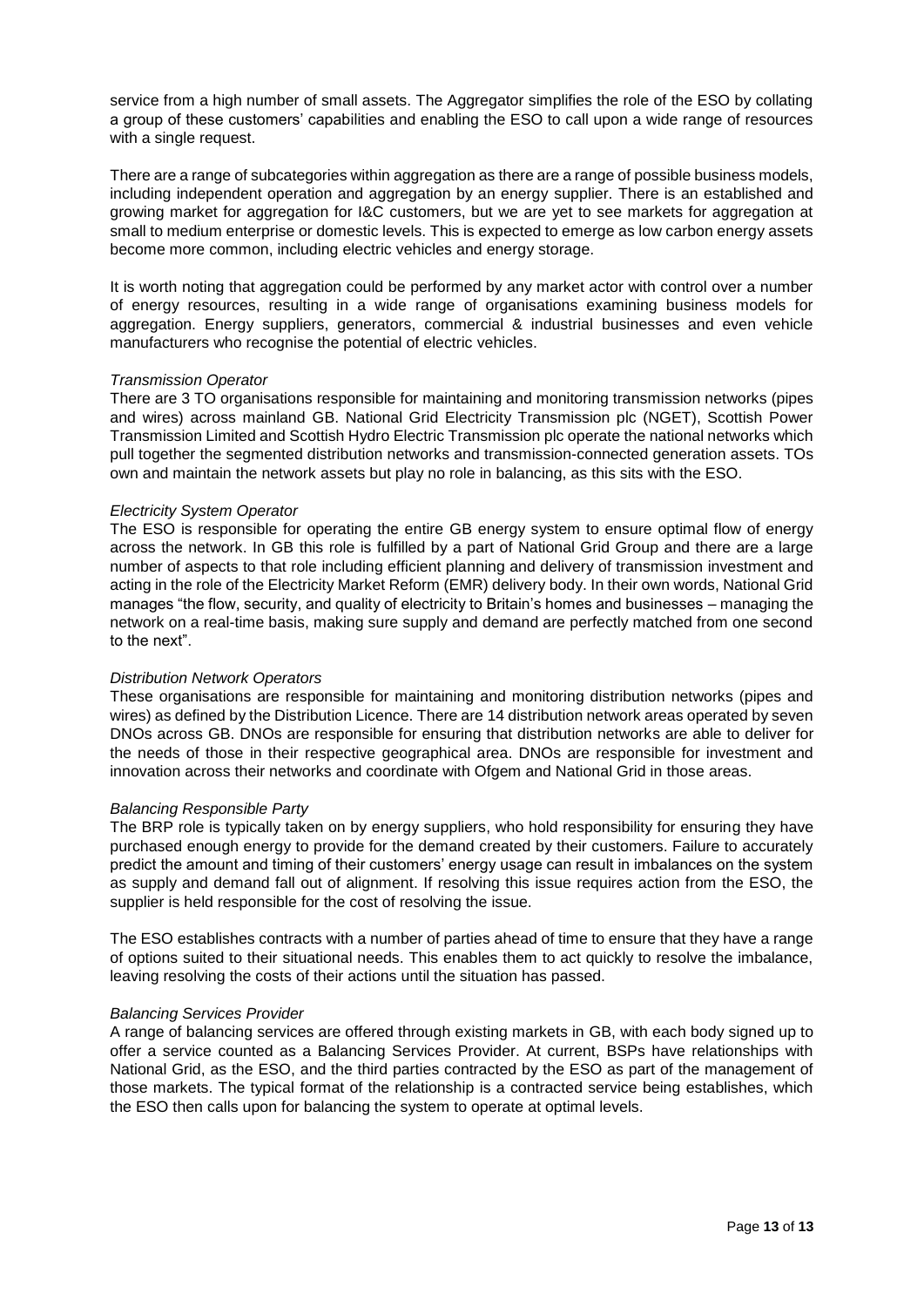service from a high number of small assets. The Aggregator simplifies the role of the ESO by collating a group of these customers' capabilities and enabling the ESO to call upon a wide range of resources with a single request.

There are a range of subcategories within aggregation as there are a range of possible business models, including independent operation and aggregation by an energy supplier. There is an established and growing market for aggregation for I&C customers, but we are yet to see markets for aggregation at small to medium enterprise or domestic levels. This is expected to emerge as low carbon energy assets become more common, including electric vehicles and energy storage.

It is worth noting that aggregation could be performed by any market actor with control over a number of energy resources, resulting in a wide range of organisations examining business models for aggregation. Energy suppliers, generators, commercial & industrial businesses and even vehicle manufacturers who recognise the potential of electric vehicles.

*Transmission Operator*

There are 3 TO organisations responsible for maintaining and monitoring transmission networks (pipes and wires) across mainland GB. National Grid Electricity Transmission plc (NGET), Scottish Power Transmission Limited and Scottish Hydro Electric Transmission plc operate the national networks which pull together the segmented distribution networks and transmission-connected generation assets. TOs own and maintain the network assets but play no role in balancing, as this sits with the ESO.

*Electricity System Operator*

The ESO is responsible for operating the entire GB energy system to ensure optimal flow of energy across the network. In GB this role is fulfilled by a part of National Grid Group and there are a large number of aspects to that role including efficient planning and delivery of transmission investment and acting in the role of the Electricity Market Reform (EMR) delivery body. In their own words, National Grid manages "the flow, security, and quality of electricity to Britain's homes and businesses – managing the network on a real-time basis, making sure supply and demand are perfectly matched from one second to the next".

*Distribution Network Operators*

These organisations are responsible for maintaining and monitoring distribution networks (pipes and wires) as defined by the Distribution Licence. There are 14 distribution network areas operated by seven DNOs across GB. DNOs are responsible for ensuring that distribution networks are able to deliver for the needs of those in their respective geographical area. DNOs are responsible for investment and innovation across their networks and coordinate with Ofgem and National Grid in those areas.

*Balancing Responsible Party*

The BRP role is typically taken on by energy suppliers, who hold responsibility for ensuring they have purchased enough energy to provide for the demand created by their customers. Failure to accurately predict the amount and timing of their customers' energy usage can result in imbalances on the system as supply and demand fall out of alignment. If resolving this issue requires action from the ESO, the supplier is held responsible for the cost of resolving the issue.

The ESO establishes contracts with a number of parties ahead of time to ensure that they have a range of options suited to their situational needs. This enables them to act quickly to resolve the imbalance, leaving resolving the costs of their actions until the situation has passed.

*Balancing Services Provider*

A range of balancing services are offered through existing markets in GB, with each body signed up to offer a service counted as a Balancing Services Provider. At current, BSPs have relationships with National Grid, as the ESO, and the third parties contracted by the ESO as part of the management of those markets. The typical format of the relationship is a contracted service being establishes, which the ESO then calls upon for balancing the system to operate at optimal levels.